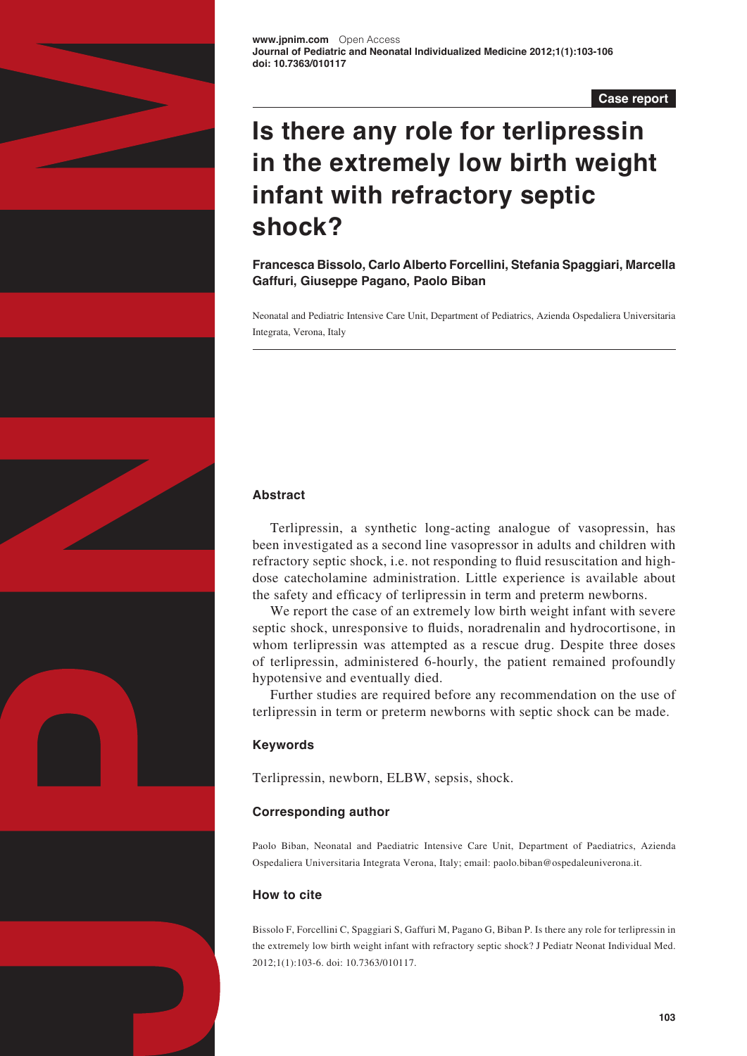Case report

# Is there any role for terlipressin in the extremely low birth weight infant with refractory septic shock?

**Francesca Bissolo, Carlo Alberto Forcellini, Stefania Spaggiari, Marcella Gaffuri, Giuseppe Pagano, Paolo Biban**

Neonatal and Pediatric Intensive Care Unit, Department of Pediatrics, Azienda Ospedaliera Universitaria Integrata, Verona, Italy

### Abstract

Terlipressin, a synthetic long-acting analogue of vasopressin, has been investigated as a second line vasopressor in adults and children with refractory septic shock, i.e. not responding to fluid resuscitation and high-dose catecholamine administration. Little experience is available about the safety and efficacy of terlipressin in term and preterm newborns.

We report the case of an extremely low birth weight infant with severe septic shock, unresponsive to fluids, noradrenalin and hydrocortisone, in whom terlipressin was attempted as a rescue drug. Despite three doses of terlipressin, administered 6-hourly, the patient remained profoundly hypotensive and eventually died.

Further studies are required before any recommendation on the use of terlipressin in term or preterm newborns with septic shock can be made.

### Keywords

Terlipressin, newborn, ELBW, sepsis, shock.

### Corresponding author

Paolo Biban, Neonatal and Paediatric Intensive Care Unit, Department of Paediatrics, Azienda Ospedaliera Universitaria Integrata Verona, Italy; email: paolo.biban@ospedaleuniverona.it.

### How to cite

Bissolo F, Forcellini C, Spaggiari S, Gaffuri M, Pagano G, Biban P. Is there any role for terlipressin in the extremely low birth weight infant with refractory septic shock? J Pediatr Neonat Individual Med. 2012;1(1):103-6. doi: 10.7363/010117.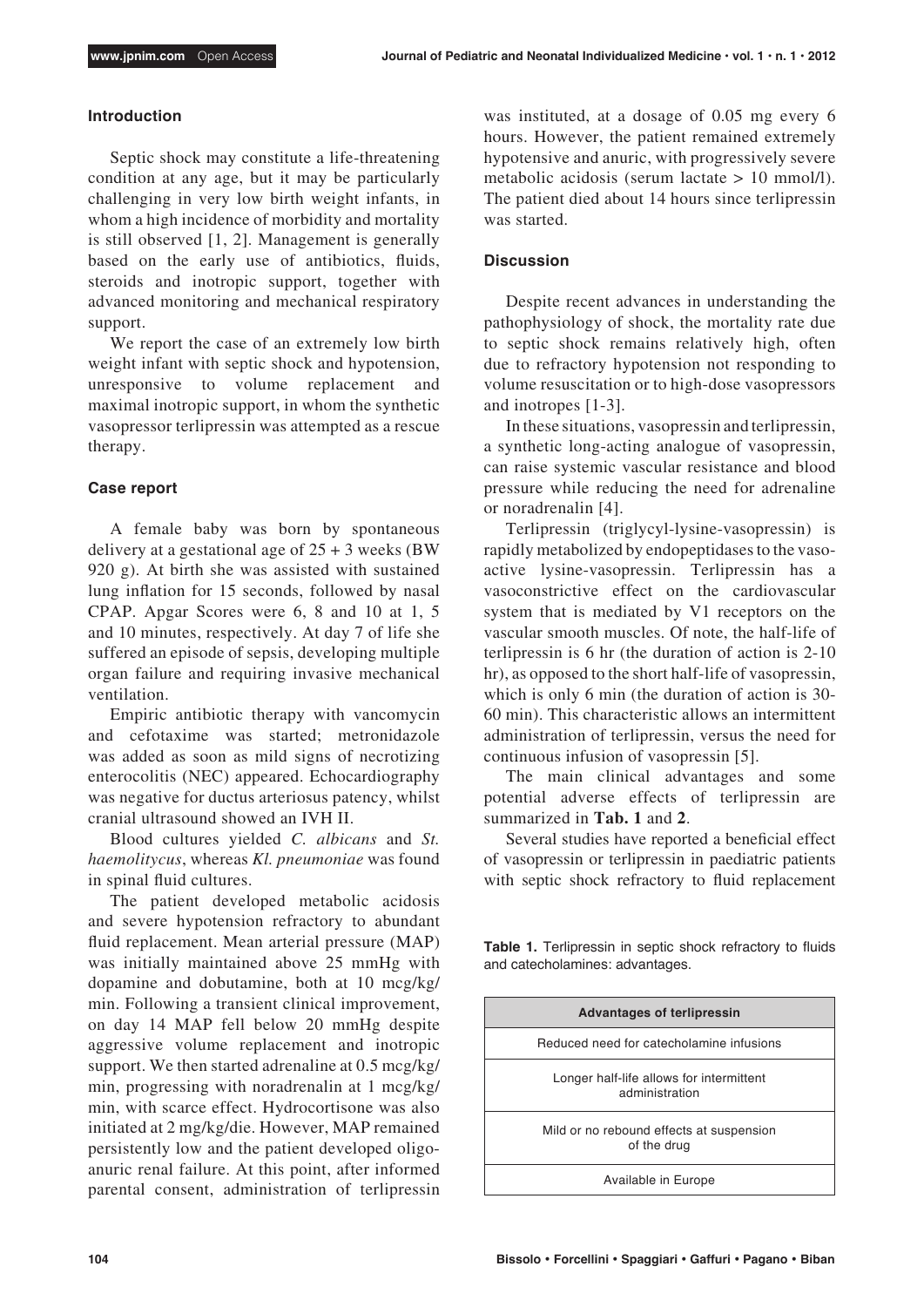## Introduction

Septic shock may constitute a life-threatening condition at any age, but it may be particularly challenging in very low birth weight infants, in whom a high incidence of morbidity and mortality is still observed [1, 2]. Management is generally based on the early use of antibiotics, fluids, steroids and inotropic support, together with advanced monitoring and mechanical respiratory support.

We report the case of an extremely low birth weight infant with septic shock and hypotension, unresponsive to volume replacement and maximal inotropic support, in whom the synthetic vasopressor terlipressin was attempted as a rescue therapy.

## Case report

A female baby was born by spontaneous delivery at a gestational age of 25 + 3 weeks (BW 920 g). At birth she was assisted with sustained lung inflation for 15 seconds, followed by nasal CPAP. Apgar Scores were 6, 8 and 10 at 1, 5 and 10 minutes, respectively. At day 7 of life she suffered an episode of sepsis, developing multiple organ failure and requiring invasive mechanical ventilation.

Empiric antibiotic therapy with vancomycin and cefotaxime was started; metronidazole was added as soon as mild signs of necrotizing enterocolitis (NEC) appeared. Echocardiography was negative for ductus arteriosus patency, whilst cranial ultrasound showed an IVH II.

Blood cultures yielded *C. albicans* and *St. haemolitycus*, whereas *Kl. pneumoniae* was found in spinal fluid cultures.

The patient developed metabolic acidosis and severe hypotension refractory to abundant fluid replacement. Mean arterial pressure (MAP) was initially maintained above 25 mmHg with dopamine and dobutamine, both at 10 mcg/kg/min. Following a transient clinical improvement, on day 14 MAP fell below 20 mmHg despite aggressive volume replacement and inotropic support. We then started adrenaline at 0.5 mcg/kg/min, progressing with noradrenalin at 1 mcg/kg/min, with scarce effect. Hydrocortisone was also initiated at 2 mg/kg/die. However, MAP remained persistently low and the patient developed oligo-anuric renal failure. At this point, after informed parental consent, administration of terlipressin was instituted, at a dosage of 0.05 mg every 6 hours. However, the patient remained extremely hypotensive and anuric, with progressively severe metabolic acidosis (serum lactate > 10 mmol/l). The patient died about 14 hours since terlipressin was started.

## Discussion

Despite recent advances in understanding the pathophysiology of shock, the mortality rate due to septic shock remains relatively high, often due to refractory hypotension not responding to volume resuscitation or to high-dose vasopressors and inotropes [1-3].

In these situations, vasopressin and terlipressin, a synthetic long-acting analogue of vasopressin, can raise systemic vascular resistance and blood pressure while reducing the need for adrenaline or noradrenalin [4].

Terlipressin (triglycyl-lysine-vasopressin) is rapidly metabolized by endopeptidases to the vaso-active lysine-vasopressin. Terlipressin has a vasoconstrictive effect on the cardiovascular system that is mediated by V1 receptors on the vascular smooth muscles. Of note, the half-life of terlipressin is 6 hr (the duration of action is 2-10 hr), as opposed to the short half-life of vasopressin, which is only 6 min (the duration of action is 30-60 min). This characteristic allows an intermittent administration of terlipressin, versus the need for continuous infusion of vasopressin [5].

The main clinical advantages and some potential adverse effects of terlipressin are summarized in **Tab. 1** and **2**.

Several studies have reported a beneficial effect of vasopressin or terlipressin in paediatric patients with septic shock refractory to fluid replacement

**Table 1.** Terlipressin in septic shock refractory to fluids and catecholamines: advantages.

| Advantages of terlipressin |
|---|
| Reduced need for catecholamine infusions |
| Longer half-life allows for intermittent administration |
| Mild or no rebound effects at suspension of the drug |
| Available in Europe |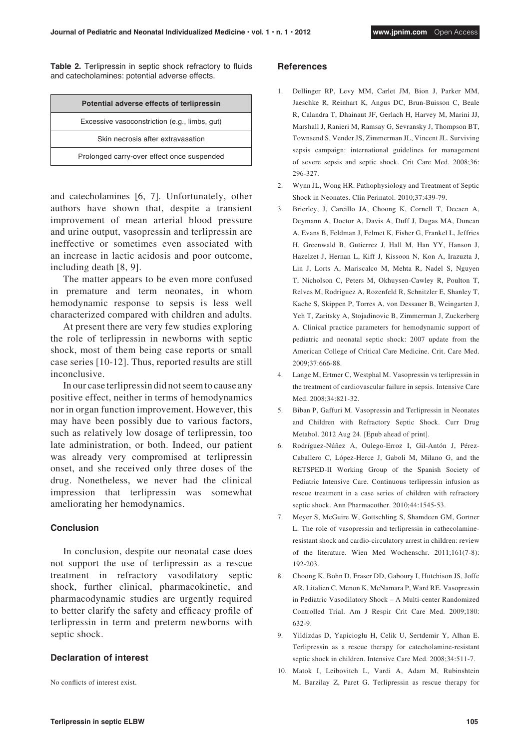**Table 2.** Terlipressin in septic shock refractory to fluids and catecholamines: potential adverse effects.

| Potential adverse effects of terlipressin |
|---|
| Excessive vasoconstriction (e.g., limbs, gut) |
| Skin necrosis after extravasation |
| Prolonged carry-over effect once suspended |

and catecholamines [6, 7]. Unfortunately, other authors have shown that, despite a transient improvement of mean arterial blood pressure and urine output, vasopressin and terlipressin are ineffective or sometimes even associated with an increase in lactic acidosis and poor outcome, including death [8, 9].

The matter appears to be even more confused in premature and term neonates, in whom hemodynamic response to sepsis is less well characterized compared with children and adults.

At present there are very few studies exploring the role of terlipressin in newborns with septic shock, most of them being case reports or small case series [10-12]. Thus, reported results are still inconclusive.

In our case terlipressin did not seem to cause any positive effect, neither in terms of hemodynamics nor in organ function improvement. However, this may have been possibly due to various factors, such as relatively low dosage of terlipressin, too late administration, or both. Indeed, our patient was already very compromised at terlipressin onset, and she received only three doses of the drug. Nonetheless, we never had the clinical impression that terlipressin was somewhat ameliorating her hemodynamics.

## Conclusion

In conclusion, despite our neonatal case does not support the use of terlipressin as a rescue treatment in refractory vasodilatory septic shock, further clinical, pharmacokinetic, and pharmacodynamic studies are urgently required to better clarify the safety and efficacy profile of terlipressin in term and preterm newborns with septic shock.

## Declaration of interest

No conflicts of interest exist.

## References

1. Dellinger RP, Levy MM, Carlet JM, Bion J, Parker MM, Jaeschke R, Reinhart K, Angus DC, Brun-Buisson C, Beale R, Calandra T, Dhainaut JF, Gerlach H, Harvey M, Marini JJ, Marshall J, Ranieri M, Ramsay G, Sevransky J, Thompson BT, Townsend S, Vender JS, Zimmerman JL, Vincent JL. Surviving sepsis campaign: international guidelines for management of severe sepsis and septic shock. Crit Care Med. 2008;36: 296-327.
2. Wynn JL, Wong HR. Pathophysiology and Treatment of Septic Shock in Neonates. Clin Perinatol. 2010;37:439-79.
3. Brierley, J, Carcillo JA, Choong K, Cornell T, Decaen A, Deymann A, Doctor A, Davis A, Duff J, Dugas MA, Duncan A, Evans B, Feldman J, Felmet K, Fisher G, Frankel L, Jeffries H, Greenwald B, Gutierrez J, Hall M, Han YY, Hanson J, Hazelzet J, Hernan L, Kiff J, Kissoon N, Kon A, Irazuzta J, Lin J, Lorts A, Mariscalco M, Mehta R, Nadel S, Nguyen T, Nicholson C, Peters M, Okhuysen-Cawley R, Poulton T, Relves M, Rodriguez A, Rozenfeld R, Schnitzler E, Shanley T, Kache S, Skippen P, Torres A, von Dessauer B, Weingarten J, Yeh T, Zaritsky A, Stojadinovic B, Zimmerman J, Zuckerberg A. Clinical practice parameters for hemodynamic support of pediatric and neonatal septic shock: 2007 update from the American College of Critical Care Medicine. Crit. Care Med. 2009;37:666-88.
4. Lange M, Ertmer C, Westphal M. Vasopressin vs terlipressin in the treatment of cardiovascular failure in sepsis. Intensive Care Med. 2008;34:821-32.
5. Biban P, Gaffuri M. Vasopressin and Terlipressin in Neonates and Children with Refractory Septic Shock. Curr Drug Metabol. 2012 Aug 24. [Epub ahead of print].
6. Rodríguez-Núñez A, Oulego-Erroz I, Gil-Antón J, Pérez-Caballero C, López-Herce J, Gaboli M, Milano G, and the RETSPED-II Working Group of the Spanish Society of Pediatric Intensive Care. Continuous terlipressin infusion as rescue treatment in a case series of children with refractory septic shock. Ann Pharmacother. 2010;44:1545-53.
7. Meyer S, McGuire W, Gottschling S, Shamdeen GM, Gortner L. The role of vasopressin and terlipressin in cathecolamine-resistant shock and cardio-circulatory arrest in children: review of the literature. Wien Med Wochenschr. 2011;161(7-8): 192-203.
8. Choong K, Bohn D, Fraser DD, Gaboury I, Hutchison JS, Joffe AR, Litalien C, Menon K, McNamara P, Ward RE. Vasopressin in Pediatric Vasodilatory Shock – A Multi-center Randomized Controlled Trial. Am J Respir Crit Care Med. 2009;180: 632-9.
9. Yildizdas D, Yapicioglu H, Celik U, Sertdemir Y, Alhan E. Terlipressin as a rescue therapy for catecholamine-resistant septic shock in children. Intensive Care Med. 2008;34:511-7.
10. Matok I, Leibovitch L, Vardi A, Adam M, Rubinshtein M, Barzilay Z, Paret G. Terlipressin as rescue therapy for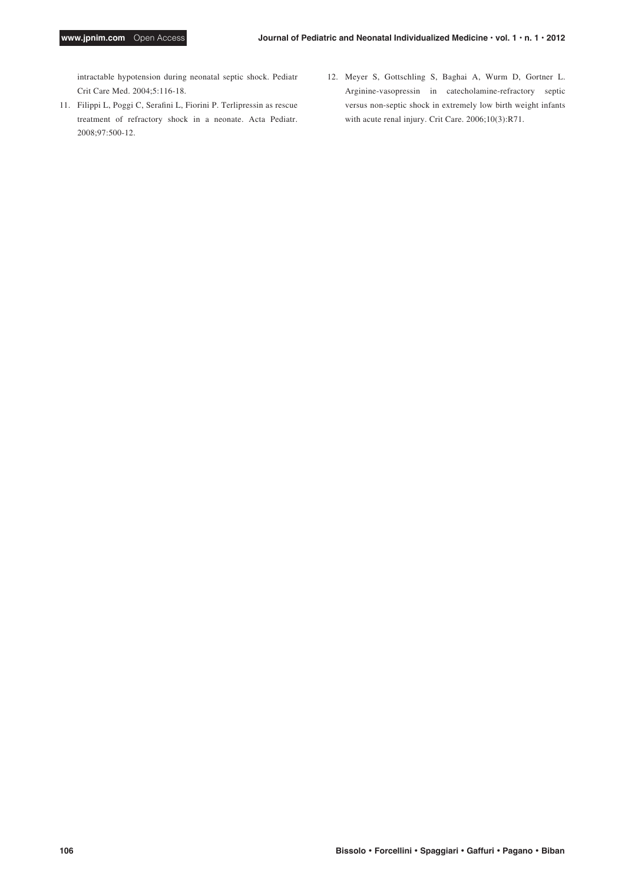intractable hypotension during neonatal septic shock. Pediatr Crit Care Med. 2004;5:116-18.

11. Filippi L, Poggi C, Serafini L, Fiorini P. Terlipressin as rescue treatment of refractory shock in a neonate. Acta Pediatr. 2008;97:500-12.

12. Meyer S, Gottschling S, Baghai A, Wurm D, Gortner L. Arginine-vasopressin in catecholamine-refractory septic versus non-septic shock in extremely low birth weight infants with acute renal injury. Crit Care. 2006;10(3):R71.